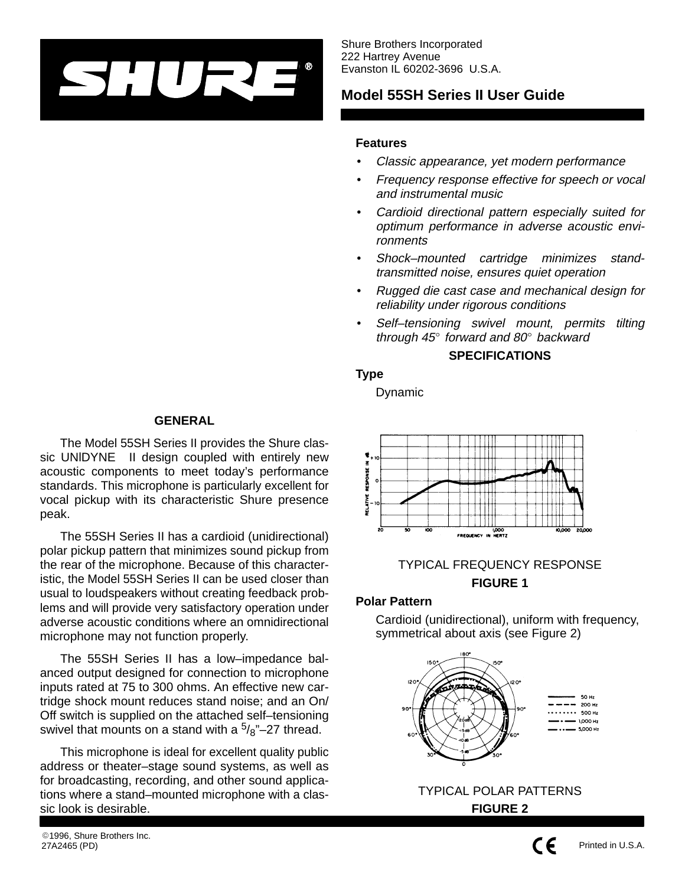Shure Brothers Incorporated
222 Hartrey Avenue
Evanston IL 60202-3696 U.S.A.

# Model 55SH Series II User Guide

## GENERAL

The Model 55SH Series II provides the Shure classic UNIDYNE II design coupled with entirely new acoustic components to meet today's performance standards. This microphone is particularly excellent for vocal pickup with its characteristic Shure presence peak.

The 55SH Series II has a cardioid (unidirectional) polar pickup pattern that minimizes sound pickup from the rear of the microphone. Because of this characteristic, the Model 55SH Series II can be used closer than usual to loudspeakers without creating feedback problems and will provide very satisfactory operation under adverse acoustic conditions where an omnidirectional microphone may not function properly.

The 55SH Series II has a low–impedance balanced output designed for connection to microphone inputs rated at 75 to 300 ohms. An effective new cartridge shock mount reduces stand noise; and an On/Off switch is supplied on the attached self–tensioning swivel that mounts on a stand with a 5/8"–27 thread.

This microphone is ideal for excellent quality public address or theater–stage sound systems, as well as for broadcasting, recording, and other sound applications where a stand–mounted microphone with a classic look is desirable.

### Features

- *Classic appearance, yet modern performance*
- *Frequency response effective for speech or vocal and instrumental music*
- *Cardioid directional pattern especially suited for optimum performance in adverse acoustic environments*
- *Shock–mounted cartridge minimizes stand-transmitted noise, ensures quiet operation*
- *Rugged die cast case and mechanical design for reliability under rigorous conditions*
- *Self–tensioning swivel mount, permits tilting through 45° forward and 80° backward*

## SPECIFICATIONS

### Type

Dynamic

TYPICAL FREQUENCY RESPONSE

**FIGURE 1**

### Polar Pattern

Cardioid (unidirectional), uniform with frequency, symmetrical about axis (see Figure 2)

TYPICAL POLAR PATTERNS

**FIGURE 2**

©1996, Shure Brothers Inc.
27A2465 (PD)

Printed in U.S.A.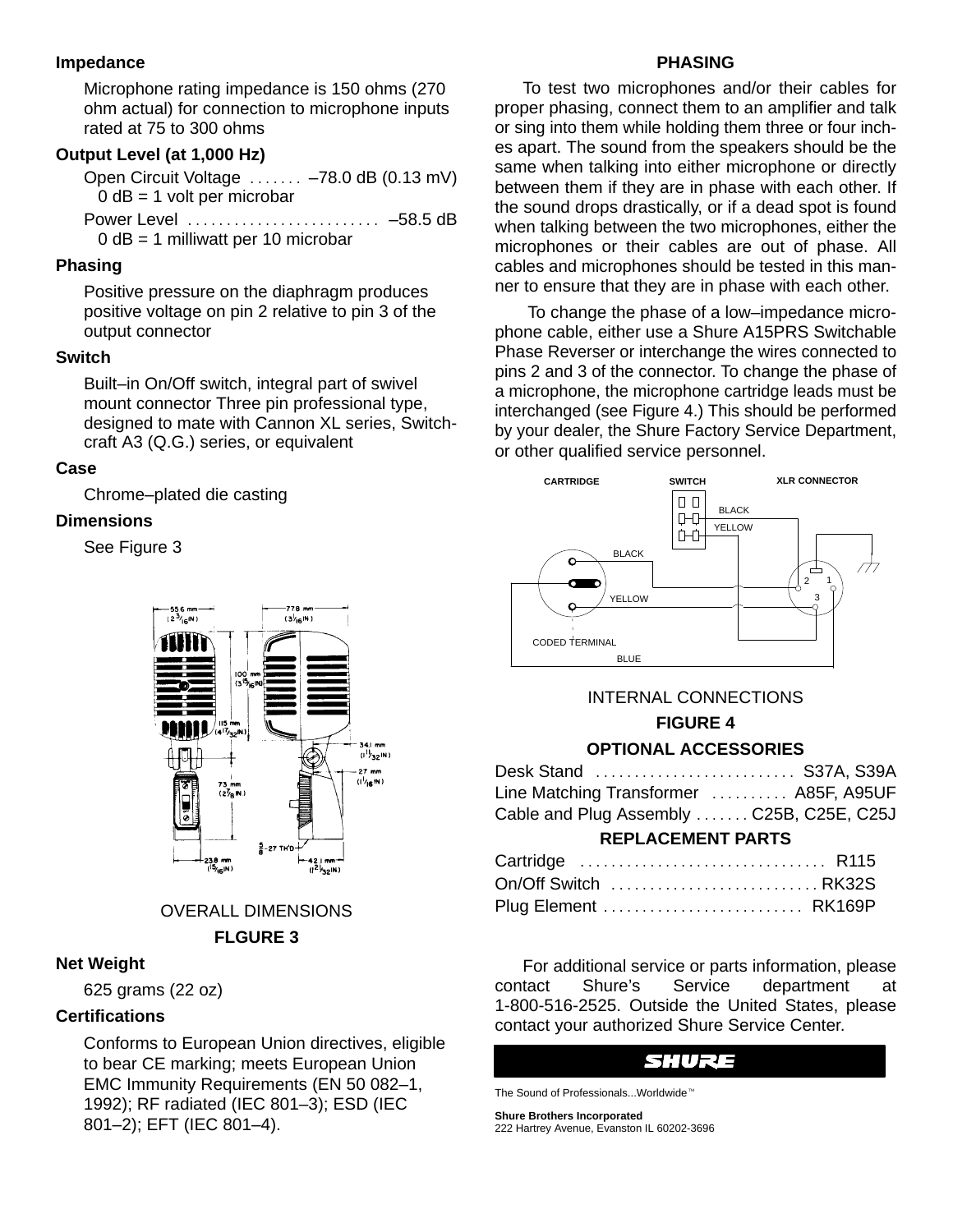**Impedance**

Microphone rating impedance is 150 ohms (270 ohm actual) for connection to microphone inputs rated at 75 to 300 ohms

**Output Level (at 1,000 Hz)**

Open Circuit Voltage ....... –78.0 dB (0.13 mV)
0 dB = 1 volt per microbar

Power Level ......................... –58.5 dB
0 dB = 1 milliwatt per 10 microbar

**Phasing**

Positive pressure on the diaphragm produces positive voltage on pin 2 relative to pin 3 of the output connector

**Switch**

Built–in On/Off switch, integral part of swivel mount connector Three pin professional type, designed to mate with Cannon XL series, Switchcraft A3 (Q.G.) series, or equivalent

**Case**

Chrome–plated die casting

**Dimensions**

See Figure 3

55.6 mm (2 3/16 IN)
77.8 mm (3 1/16 IN)
100 mm (3 15/16 IN)
115 mm (4 17/32 IN)
34.1 mm (1 11/32 IN)
27 mm (1 1/16 IN)
73 mm (2 7/8 IN)
5/8–27 TH'D
23.8 mm (15/16 IN)
42.1 mm (1 21/32 IN)

OVERALL DIMENSIONS

**FLGURE 3**

**Net Weight**

625 grams (22 oz)

**Certifications**

Conforms to European Union directives, eligible to bear CE marking; meets European Union EMC Immunity Requirements (EN 50 082–1, 1992); RF radiated (IEC 801–3); ESD (IEC 801–2); EFT (IEC 801–4).

**PHASING**

To test two microphones and/or their cables for proper phasing, connect them to an amplifier and talk or sing into them while holding them three or four inches apart. The sound from the speakers should be the same when talking into either microphone or directly between them if they are in phase with each other. If the sound drops drastically, or if a dead spot is found when talking between the two microphones, either the microphones or their cables are out of phase. All cables and microphones should be tested in this manner to ensure that they are in phase with each other.

To change the phase of a low–impedance microphone cable, either use a Shure A15PRS Switchable Phase Reverser or interchange the wires connected to pins 2 and 3 of the connector. To change the phase of a microphone, the microphone cartridge leads must be interchanged (see Figure 4.) This should be performed by your dealer, the Shure Factory Service Department, or other qualified service personnel.

CARTRIDGE
SWITCH
XLR CONNECTOR
BLACK
YELLOW
BLACK
YELLOW
CODED TERMINAL
BLUE
2
1
3

INTERNAL CONNECTIONS

**FIGURE 4**

**OPTIONAL ACCESSORIES**

Desk Stand .......................... S37A, S39A
Line Matching Transformer .......... A85F, A95UF
Cable and Plug Assembly ....... C25B, C25E, C25J

**REPLACEMENT PARTS**

Cartridge ................................ R115
On/Off Switch ........................... RK32S
Plug Element .......................... RK169P

For additional service or parts information, please contact Shure's Service department at 1-800-516-2525. Outside the United States, please contact your authorized Shure Service Center.

**SHURE**

The Sound of Professionals...Worldwide™

**Shure Brothers Incorporated**
222 Hartrey Avenue, Evanston IL 60202-3696